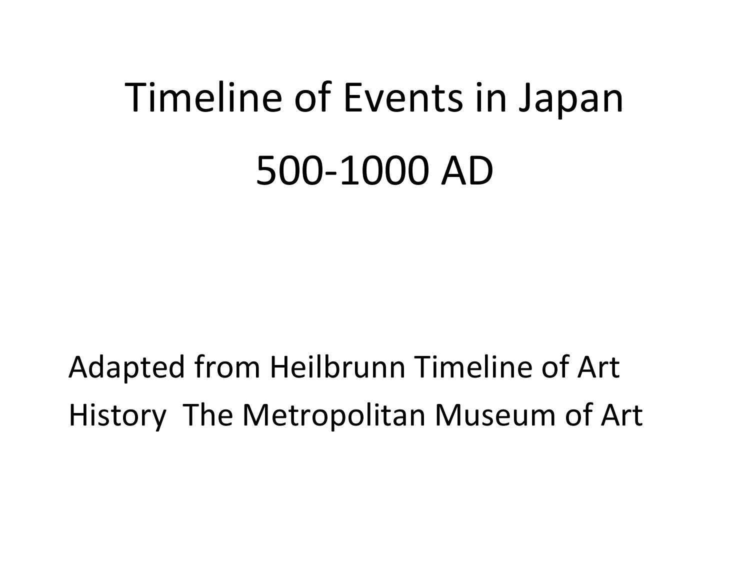# Timeline of Events in Japan

# 500-1000 AD

Adapted from Heilbrunn Timeline of Art History The Metropolitan Museum of Art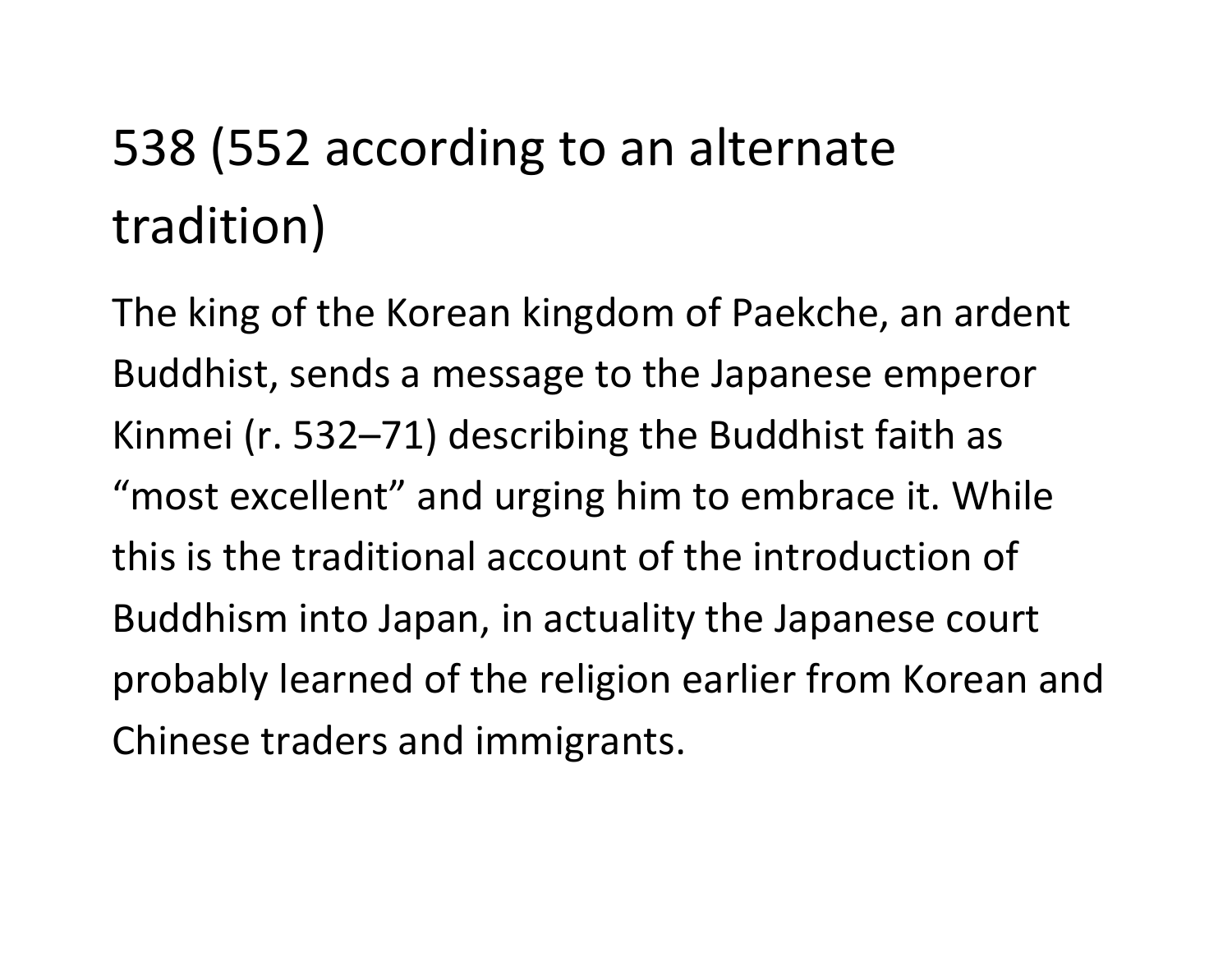# 538 (552 according to an alternate tradition)

The king of the Korean kingdom of Paekche, an ardent Buddhist, sends a message to the Japanese emperor Kinmei (r. 532–71) describing the Buddhist faith as “most excellent” and urging him to embrace it. While this is the traditional account of the introduction of Buddhism into Japan, in actuality the Japanese court probably learned of the religion earlier from Korean and Chinese traders and immigrants.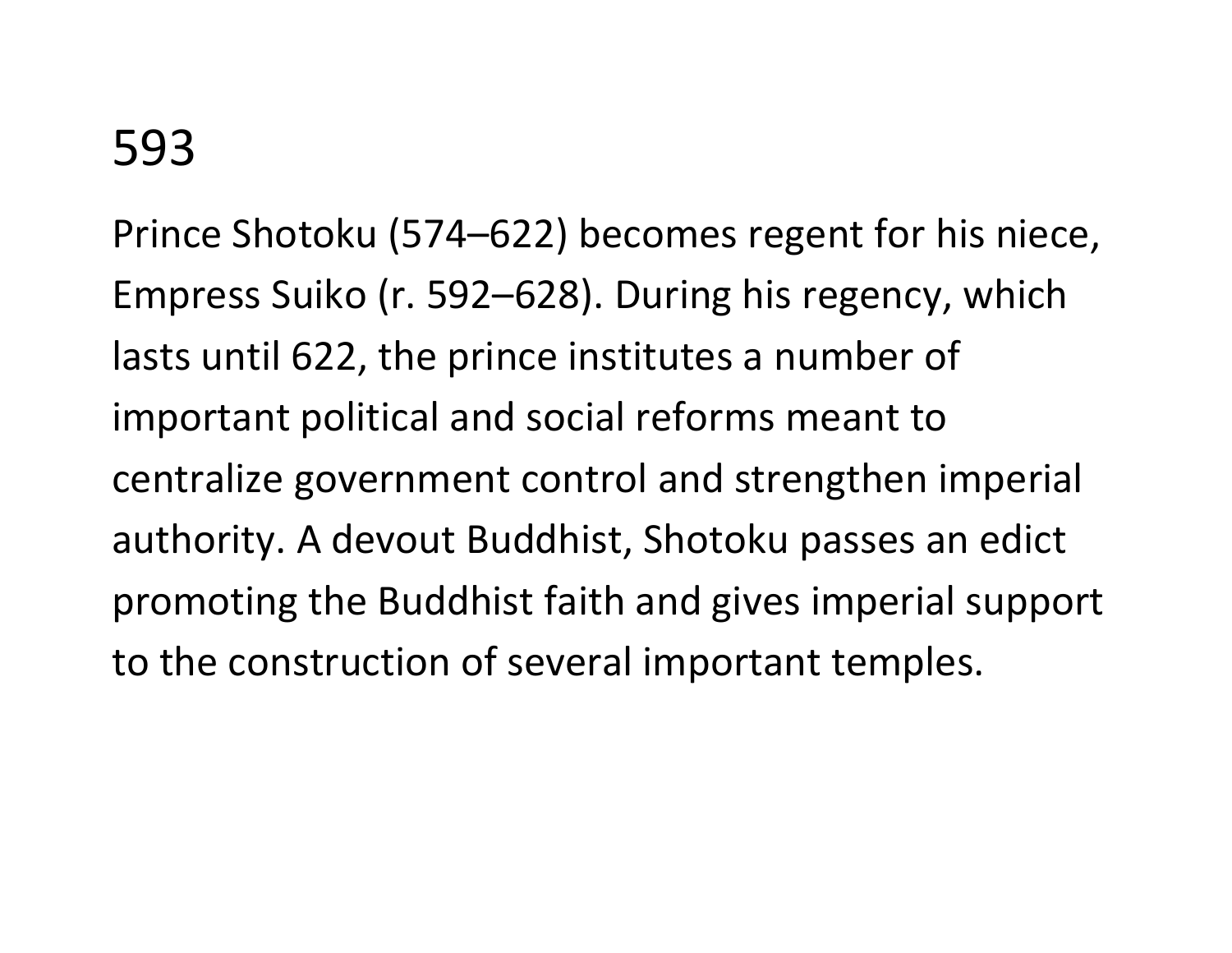# 593

Prince Shotoku (574–622) becomes regent for his niece, Empress Suiko (r. 592–628). During his regency, which lasts until 622, the prince institutes a number of important political and social reforms meant to centralize government control and strengthen imperial authority. A devout Buddhist, Shotoku passes an edict promoting the Buddhist faith and gives imperial support to the construction of several important temples.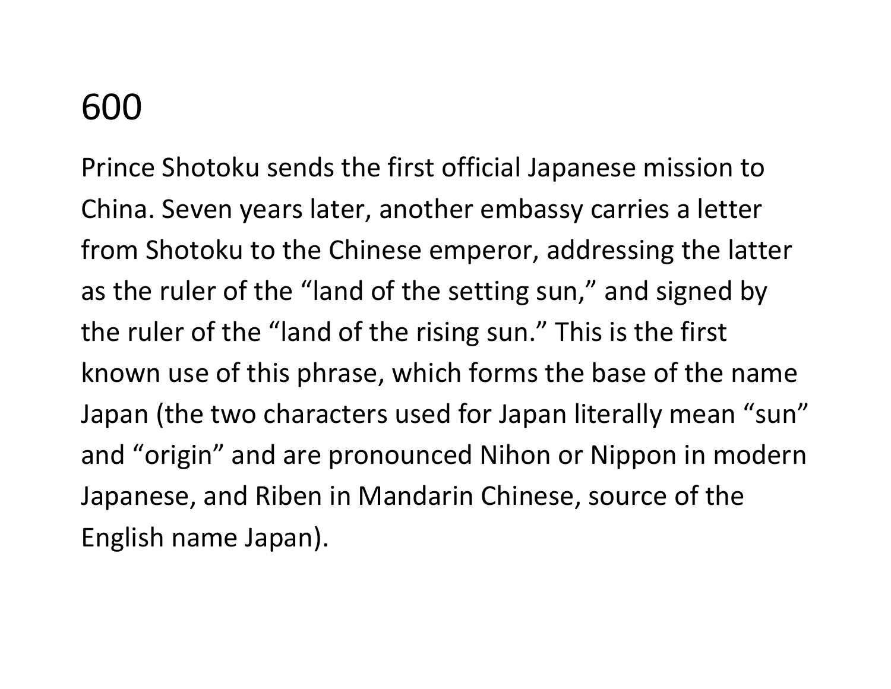# 600

Prince Shotoku sends the first official Japanese mission to China. Seven years later, another embassy carries a letter from Shotoku to the Chinese emperor, addressing the latter as the ruler of the “land of the setting sun,” and signed by the ruler of the “land of the rising sun.” This is the first known use of this phrase, which forms the base of the name Japan (the two characters used for Japan literally mean “sun” and “origin” and are pronounced Nihon or Nippon in modern Japanese, and Riben in Mandarin Chinese, source of the English name Japan).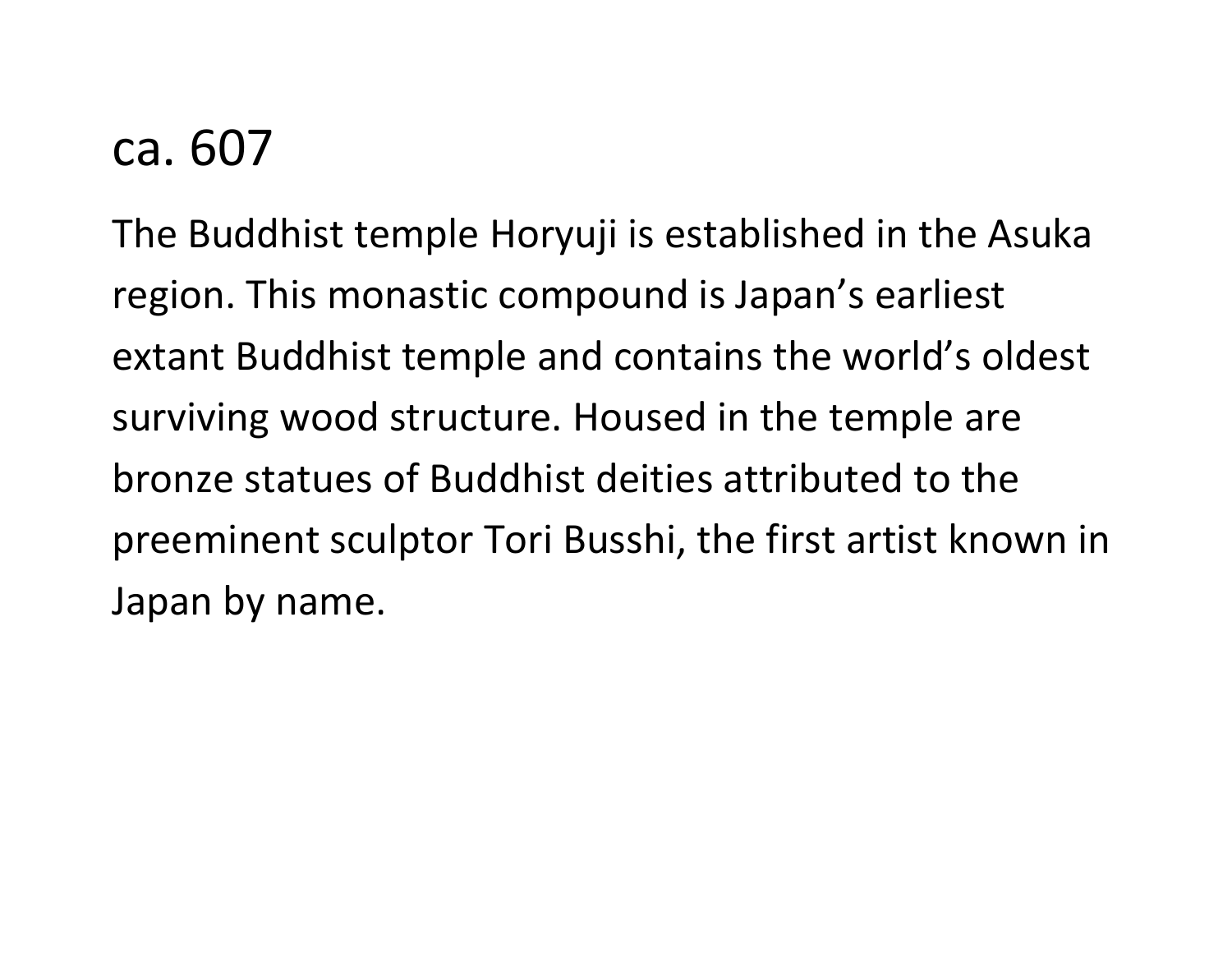# ca. 607

The Buddhist temple Horyuji is established in the Asuka region. This monastic compound is Japan's earliest extant Buddhist temple and contains the world's oldest surviving wood structure. Housed in the temple are bronze statues of Buddhist deities attributed to the preeminent sculptor Tori Busshi, the first artist known in Japan by name.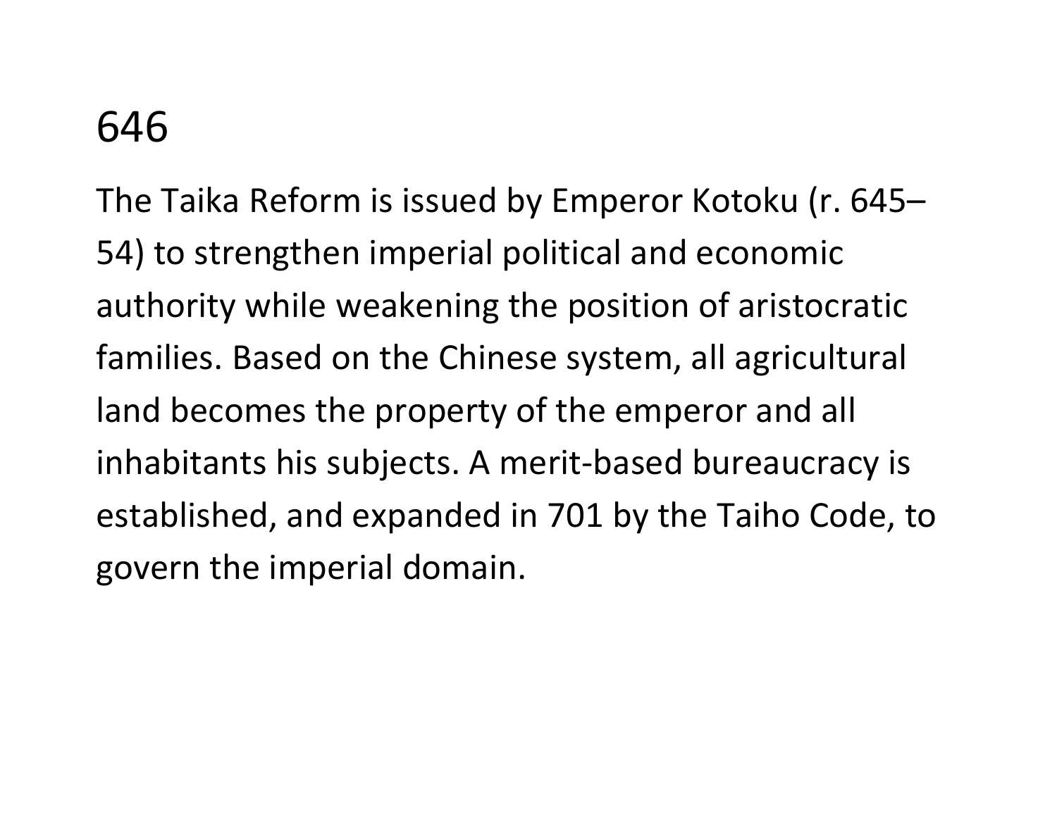# 646

The Taika Reform is issued by Emperor Kotoku (r. 645–54) to strengthen imperial political and economic authority while weakening the position of aristocratic families. Based on the Chinese system, all agricultural land becomes the property of the emperor and all inhabitants his subjects. A merit-based bureaucracy is established, and expanded in 701 by the Taiho Code, to govern the imperial domain.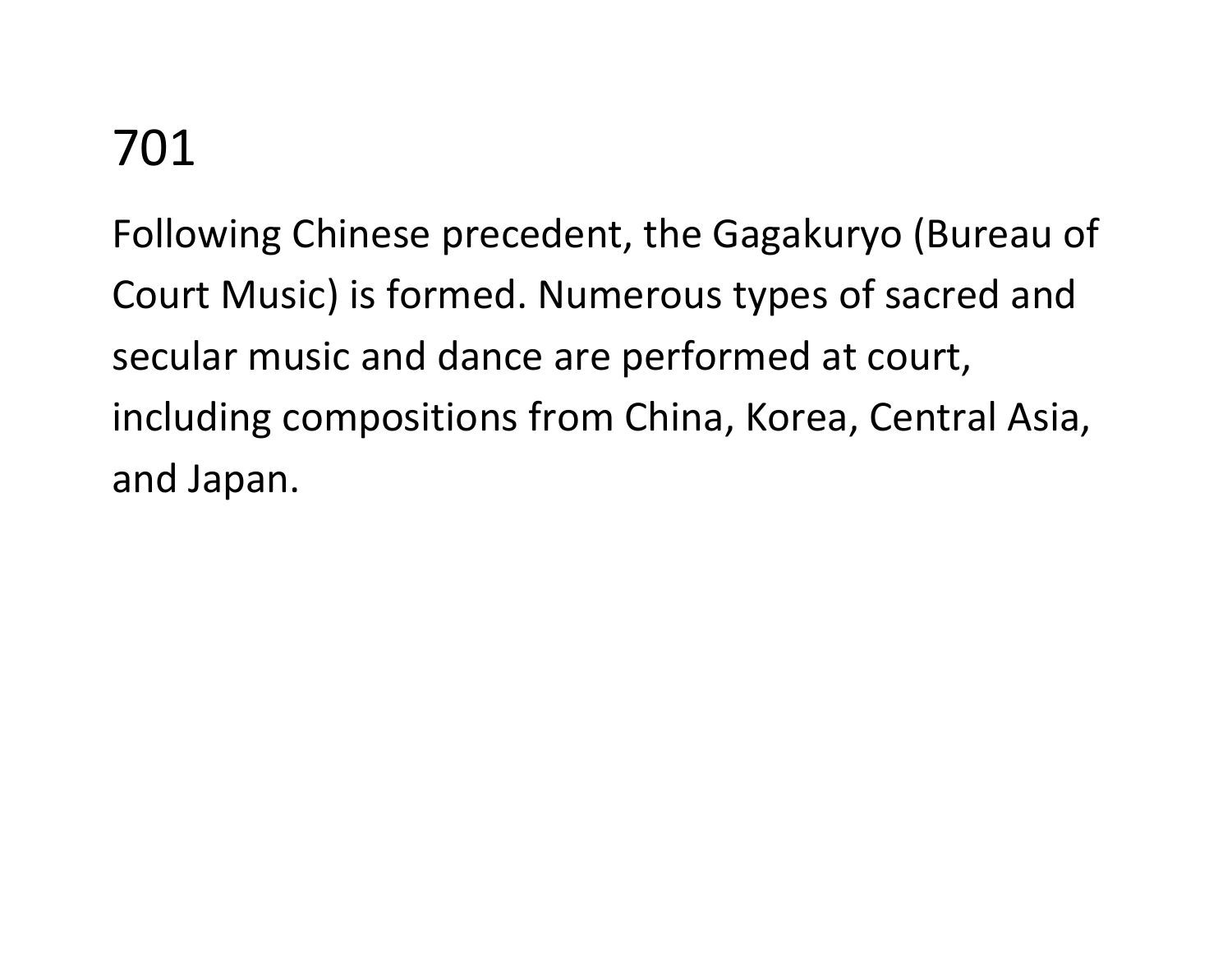# 701

Following Chinese precedent, the Gagakuryo (Bureau of Court Music) is formed. Numerous types of sacred and secular music and dance are performed at court, including compositions from China, Korea, Central Asia, and Japan.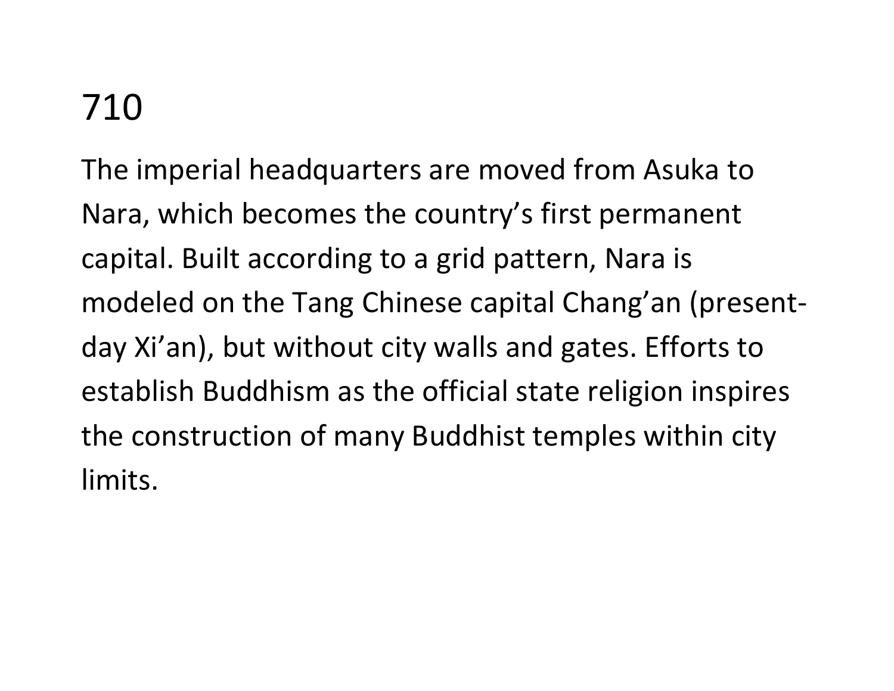# 710

The imperial headquarters are moved from Asuka to Nara, which becomes the country's first permanent capital. Built according to a grid pattern, Nara is modeled on the Tang Chinese capital Chang'an (present-day Xi'an), but without city walls and gates. Efforts to establish Buddhism as the official state religion inspires the construction of many Buddhist temples within city limits.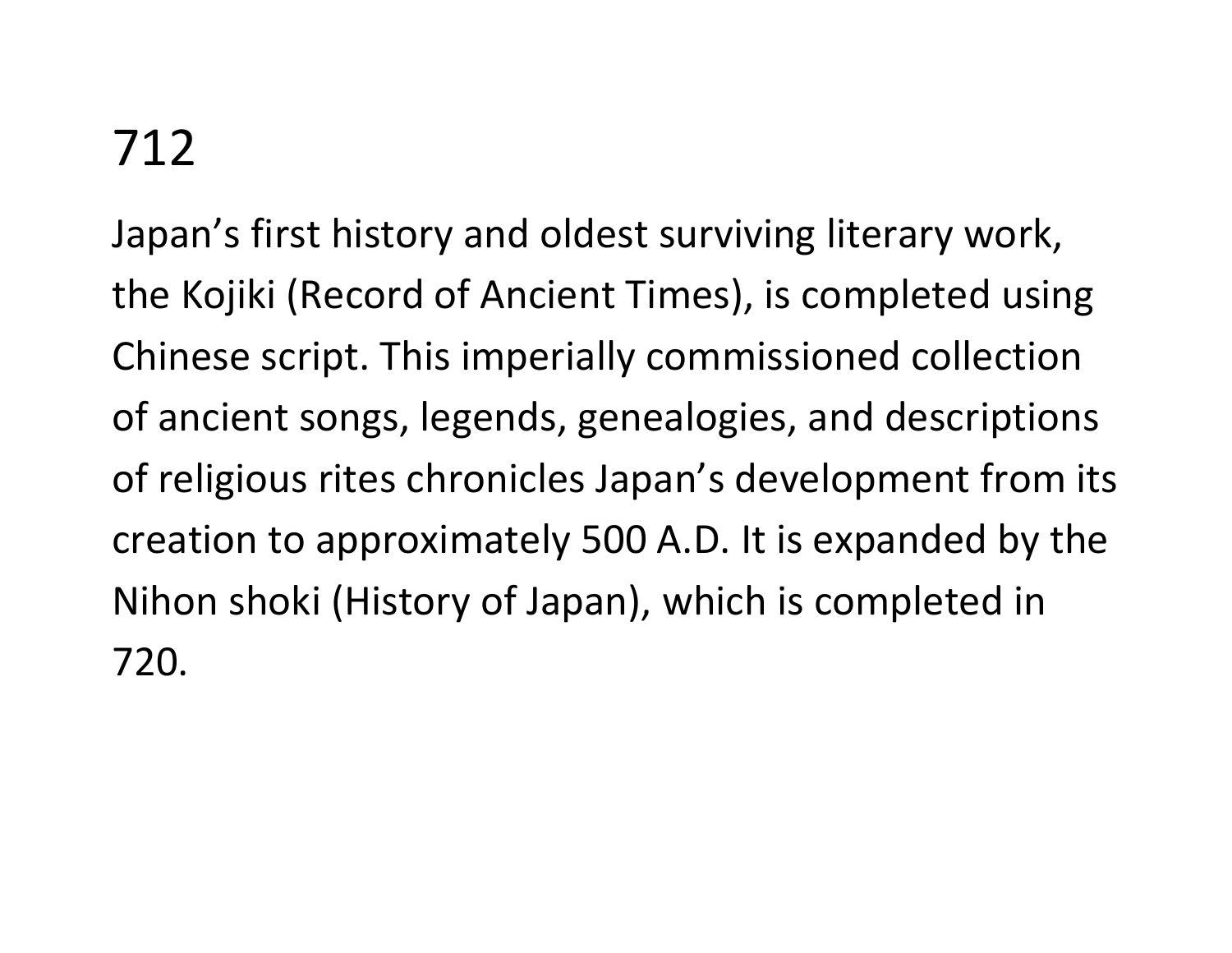# 712

Japan’s first history and oldest surviving literary work, the Kojiki (Record of Ancient Times), is completed using Chinese script. This imperially commissioned collection of ancient songs, legends, genealogies, and descriptions of religious rites chronicles Japan’s development from its creation to approximately 500 A.D. It is expanded by the Nihon shoki (History of Japan), which is completed in 720.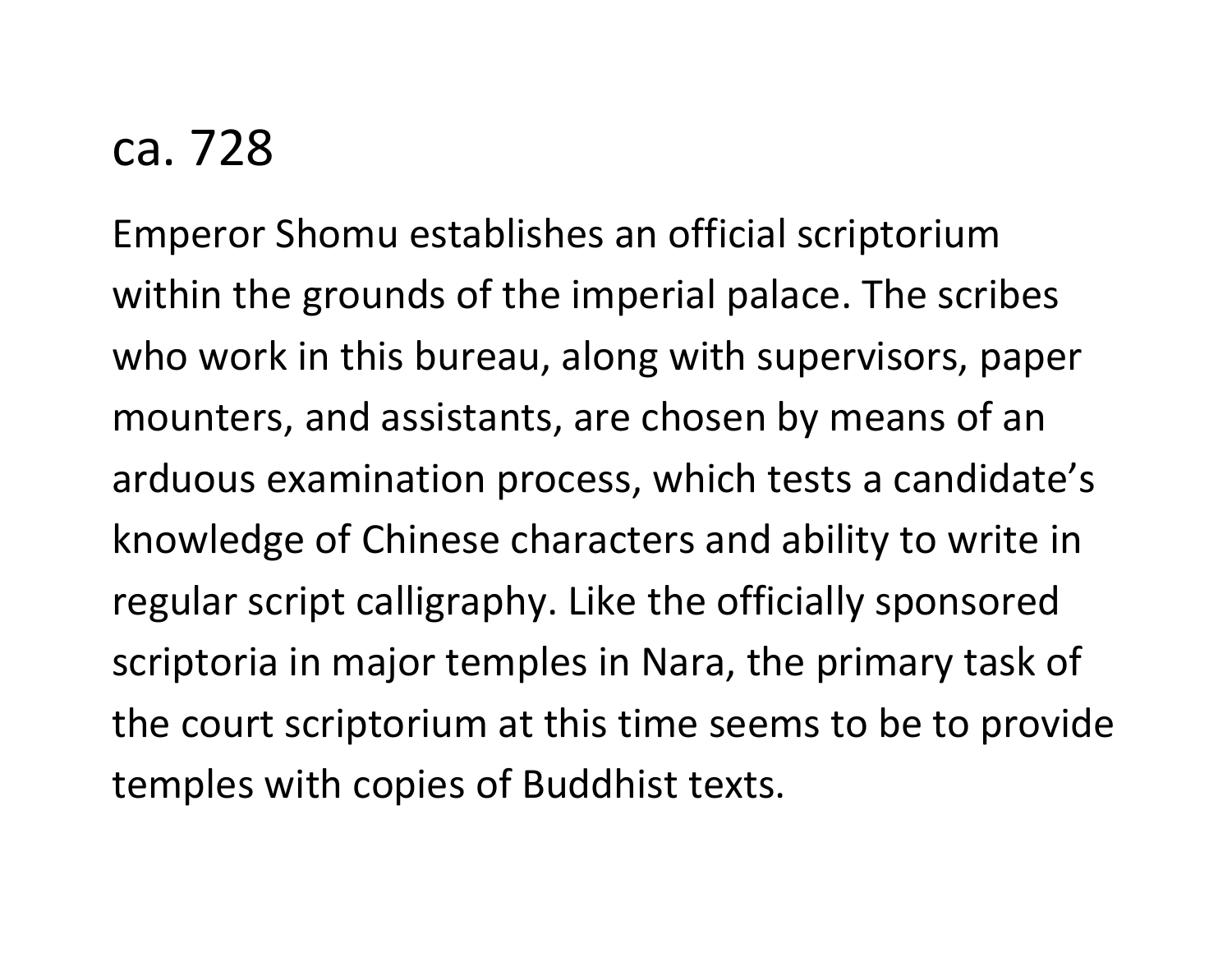# ca. 728

Emperor Shomu establishes an official scriptorium within the grounds of the imperial palace. The scribes who work in this bureau, along with supervisors, paper mounters, and assistants, are chosen by means of an arduous examination process, which tests a candidate’s knowledge of Chinese characters and ability to write in regular script calligraphy. Like the officially sponsored scriptoria in major temples in Nara, the primary task of the court scriptorium at this time seems to be to provide temples with copies of Buddhist texts.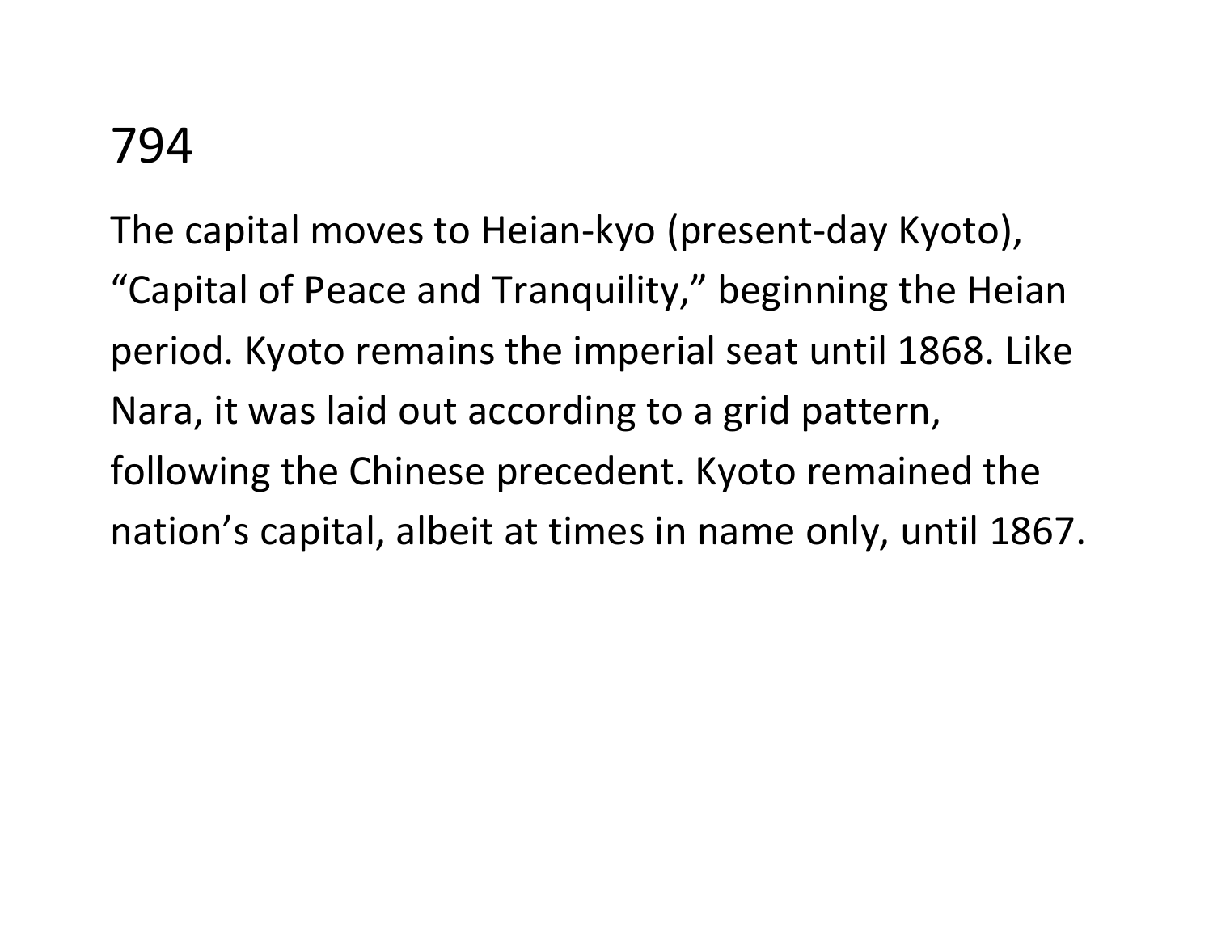# 794

The capital moves to Heian-kyo (present-day Kyoto), "Capital of Peace and Tranquility," beginning the Heian period. Kyoto remains the imperial seat until 1868. Like Nara, it was laid out according to a grid pattern, following the Chinese precedent. Kyoto remained the nation's capital, albeit at times in name only, until 1867.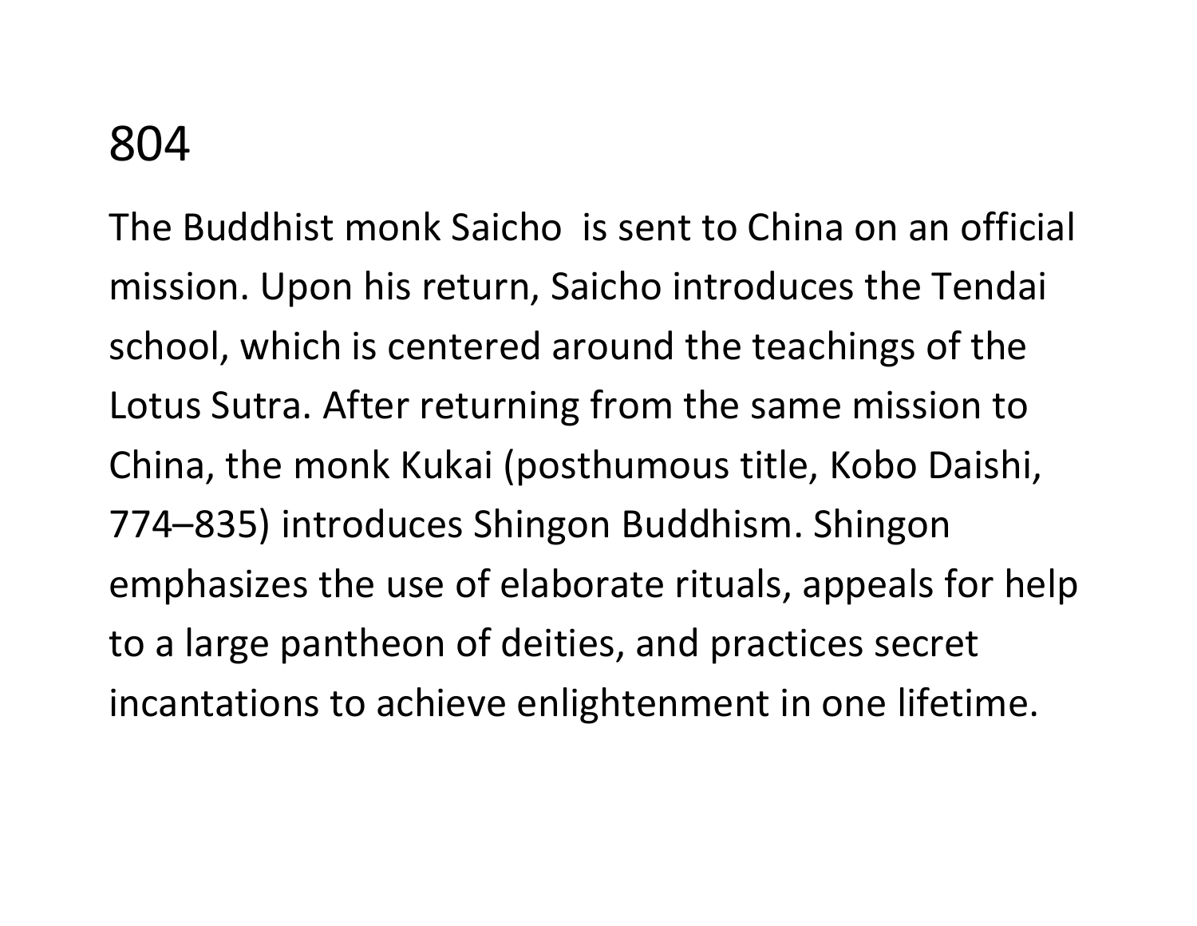# 804

The Buddhist monk Saicho  is sent to China on an official mission. Upon his return, Saicho introduces the Tendai school, which is centered around the teachings of the Lotus Sutra. After returning from the same mission to China, the monk Kukai (posthumous title, Kobo Daishi, 774–835) introduces Shingon Buddhism. Shingon emphasizes the use of elaborate rituals, appeals for help to a large pantheon of deities, and practices secret incantations to achieve enlightenment in one lifetime.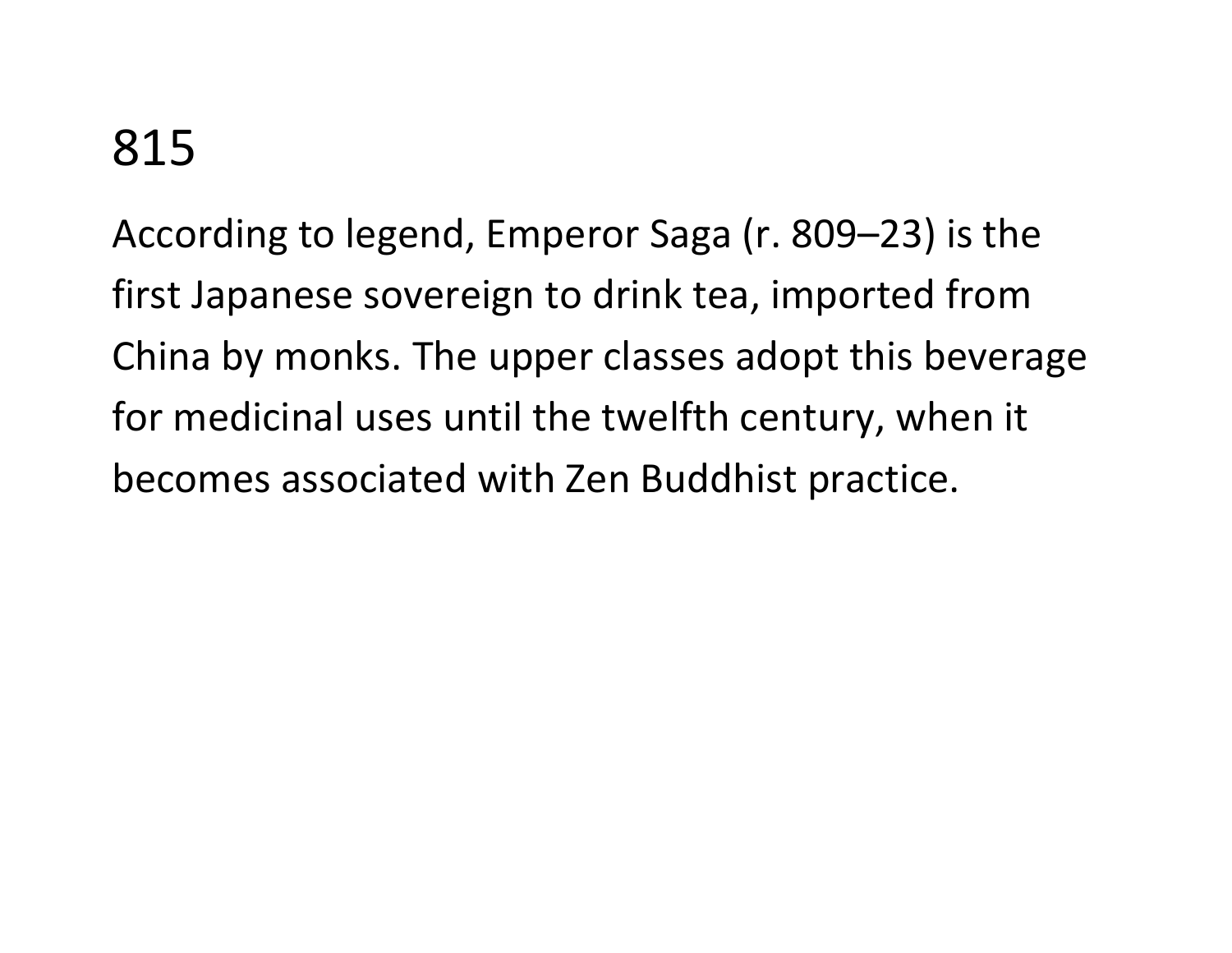# 815

According to legend, Emperor Saga (r. 809–23) is the first Japanese sovereign to drink tea, imported from China by monks. The upper classes adopt this beverage for medicinal uses until the twelfth century, when it becomes associated with Zen Buddhist practice.